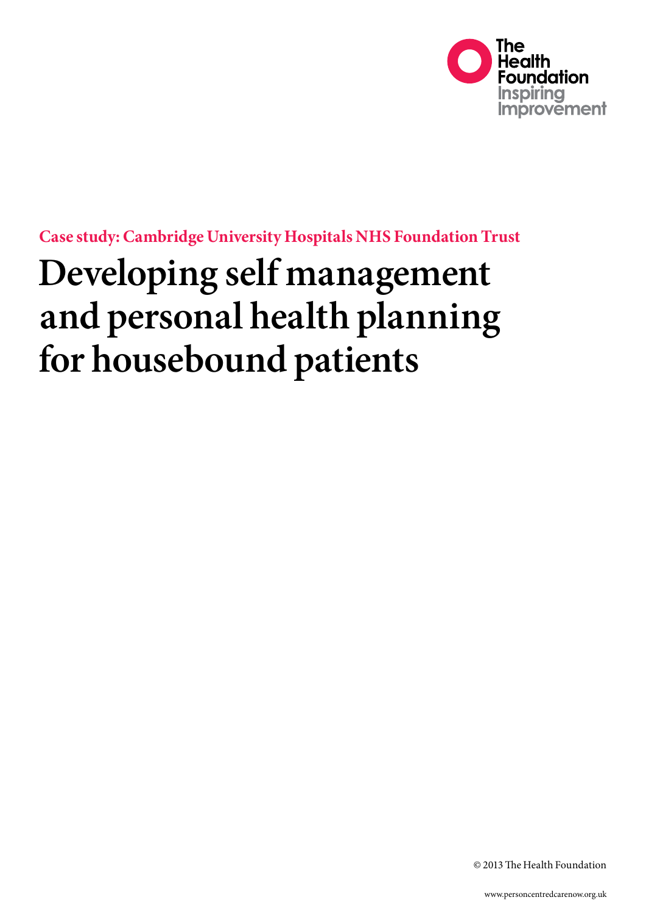The Health Foundation
Inspiring Improvement

**Case study: Cambridge University Hospitals NHS Foundation Trust**

# Developing self management and personal health planning for housebound patients

© 2013 The Health Foundation

www.personcentredcarenow.org.uk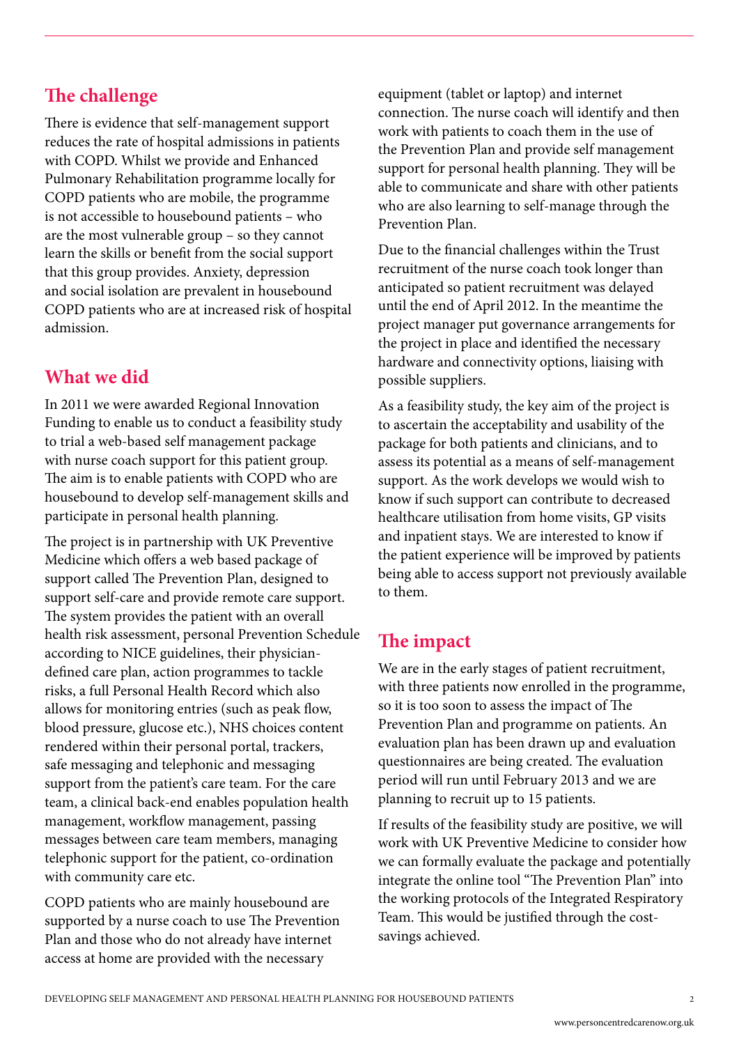## The challenge

There is evidence that self-management support reduces the rate of hospital admissions in patients with COPD. Whilst we provide and Enhanced Pulmonary Rehabilitation programme locally for COPD patients who are mobile, the programme is not accessible to housebound patients – who are the most vulnerable group – so they cannot learn the skills or benefit from the social support that this group provides. Anxiety, depression and social isolation are prevalent in housebound COPD patients who are at increased risk of hospital admission.

## What we did

In 2011 we were awarded Regional Innovation Funding to enable us to conduct a feasibility study to trial a web-based self management package with nurse coach support for this patient group. The aim is to enable patients with COPD who are housebound to develop self-management skills and participate in personal health planning.

The project is in partnership with UK Preventive Medicine which offers a web based package of support called The Prevention Plan, designed to support self-care and provide remote care support. The system provides the patient with an overall health risk assessment, personal Prevention Schedule according to NICE guidelines, their physician-defined care plan, action programmes to tackle risks, a full Personal Health Record which also allows for monitoring entries (such as peak flow, blood pressure, glucose etc.), NHS choices content rendered within their personal portal, trackers, safe messaging and telephonic and messaging support from the patient's care team. For the care team, a clinical back-end enables population health management, workflow management, passing messages between care team members, managing telephonic support for the patient, co-ordination with community care etc.

COPD patients who are mainly housebound are supported by a nurse coach to use The Prevention Plan and those who do not already have internet access at home are provided with the necessary equipment (tablet or laptop) and internet connection. The nurse coach will identify and then work with patients to coach them in the use of the Prevention Plan and provide self management support for personal health planning. They will be able to communicate and share with other patients who are also learning to self-manage through the Prevention Plan.

Due to the financial challenges within the Trust recruitment of the nurse coach took longer than anticipated so patient recruitment was delayed until the end of April 2012. In the meantime the project manager put governance arrangements for the project in place and identified the necessary hardware and connectivity options, liaising with possible suppliers.

As a feasibility study, the key aim of the project is to ascertain the acceptability and usability of the package for both patients and clinicians, and to assess its potential as a means of self-management support. As the work develops we would wish to know if such support can contribute to decreased healthcare utilisation from home visits, GP visits and inpatient stays. We are interested to know if the patient experience will be improved by patients being able to access support not previously available to them.

## The impact

We are in the early stages of patient recruitment, with three patients now enrolled in the programme, so it is too soon to assess the impact of The Prevention Plan and programme on patients. An evaluation plan has been drawn up and evaluation questionnaires are being created. The evaluation period will run until February 2013 and we are planning to recruit up to 15 patients.

If results of the feasibility study are positive, we will work with UK Preventive Medicine to consider how we can formally evaluate the package and potentially integrate the online tool "The Prevention Plan" into the working protocols of the Integrated Respiratory Team. This would be justified through the cost-savings achieved.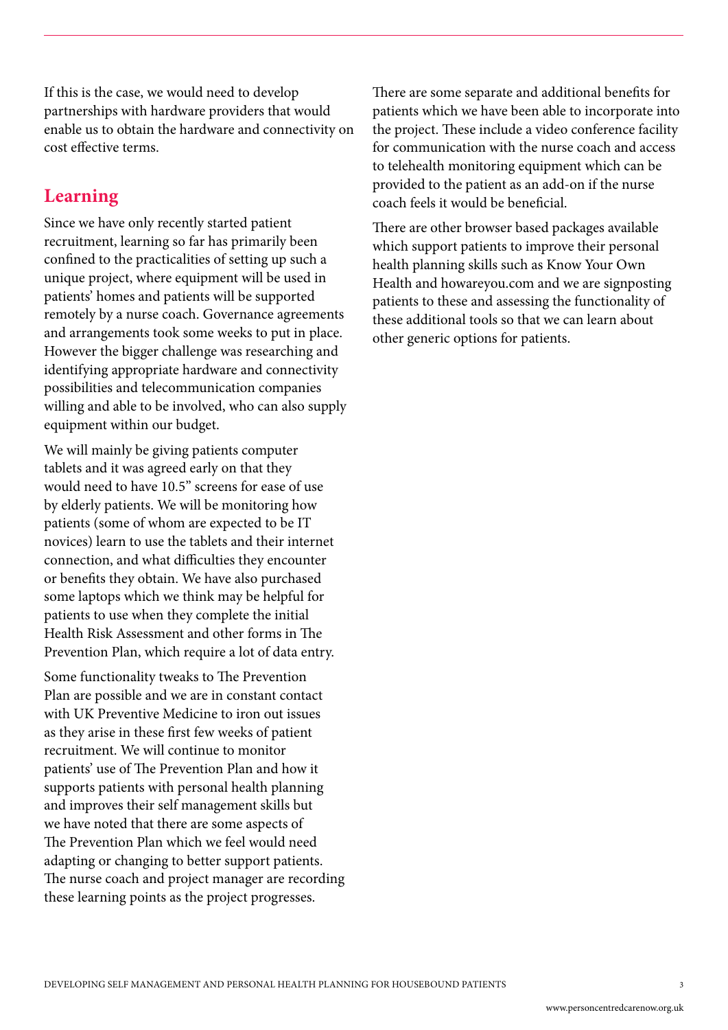If this is the case, we would need to develop partnerships with hardware providers that would enable us to obtain the hardware and connectivity on cost effective terms.

## Learning

Since we have only recently started patient recruitment, learning so far has primarily been confined to the practicalities of setting up such a unique project, where equipment will be used in patients' homes and patients will be supported remotely by a nurse coach. Governance agreements and arrangements took some weeks to put in place. However the bigger challenge was researching and identifying appropriate hardware and connectivity possibilities and telecommunication companies willing and able to be involved, who can also supply equipment within our budget.

We will mainly be giving patients computer tablets and it was agreed early on that they would need to have 10.5" screens for ease of use by elderly patients. We will be monitoring how patients (some of whom are expected to be IT novices) learn to use the tablets and their internet connection, and what difficulties they encounter or benefits they obtain. We have also purchased some laptops which we think may be helpful for patients to use when they complete the initial Health Risk Assessment and other forms in The Prevention Plan, which require a lot of data entry.

Some functionality tweaks to The Prevention Plan are possible and we are in constant contact with UK Preventive Medicine to iron out issues as they arise in these first few weeks of patient recruitment. We will continue to monitor patients' use of The Prevention Plan and how it supports patients with personal health planning and improves their self management skills but we have noted that there are some aspects of The Prevention Plan which we feel would need adapting or changing to better support patients. The nurse coach and project manager are recording these learning points as the project progresses.

There are some separate and additional benefits for patients which we have been able to incorporate into the project. These include a video conference facility for communication with the nurse coach and access to telehealth monitoring equipment which can be provided to the patient as an add-on if the nurse coach feels it would be beneficial.

There are other browser based packages available which support patients to improve their personal health planning skills such as Know Your Own Health and howareyou.com and we are signposting patients to these and assessing the functionality of these additional tools so that we can learn about other generic options for patients.